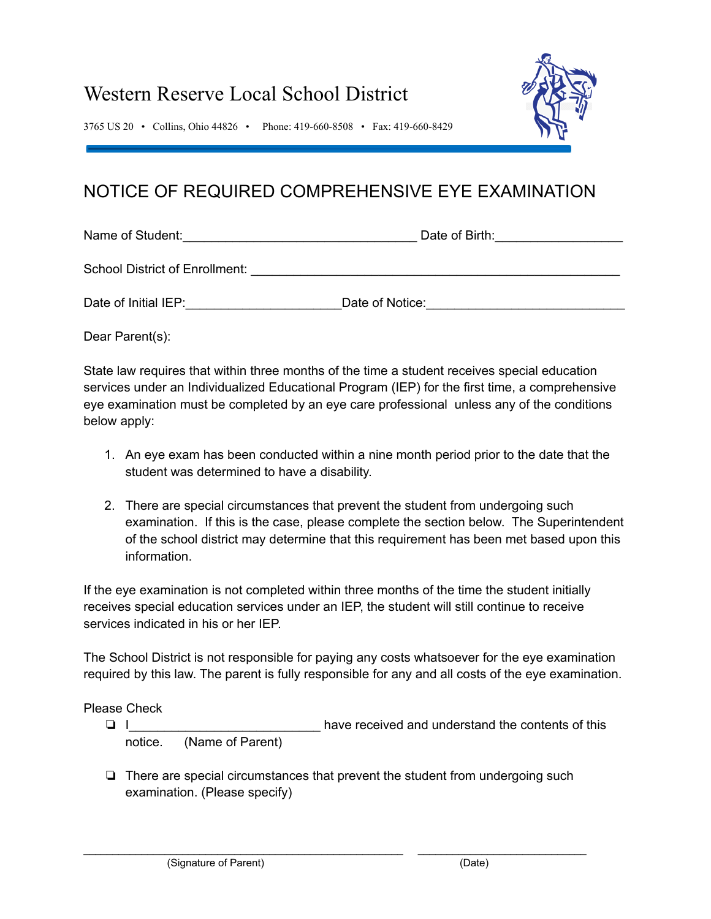Western Reserve Local School District

3765 US 20 • Collins, Ohio 44826 • Phone: 419-660-8508 • Fax: 419-660-8429

# NOTICE OF REQUIRED COMPREHENSIVE EYE EXAMINATION

Name of Student:________________________________ Date of Birth:_________________

School District of Enrollment: ___________________________________________________

Date of Initial IEP:_____________________Date of Notice:___________________________

Dear Parent(s):

State law requires that within three months of the time a student receives special education services under an Individualized Educational Program (IEP) for the first time, a comprehensive eye examination must be completed by an eye care professional unless any of the conditions below apply:

1. An eye exam has been conducted within a nine month period prior to the date that the student was determined to have a disability.

2. There are special circumstances that prevent the student from undergoing such examination. If this is the case, please complete the section below. The Superintendent of the school district may determine that this requirement has been met based upon this information.

If the eye examination is not completed within three months of the time the student initially receives special education services under an IEP, the student will still continue to receive services indicated in his or her IEP.

The School District is not responsible for paying any costs whatsoever for the eye examination required by this law. The parent is fully responsible for any and all costs of the eye examination.

Please Check

- ❏ I__________________________ have received and understand the contents of this notice. (Name of Parent)

- ❏ There are special circumstances that prevent the student from undergoing such examination. (Please specify)

_____________________________________________ _______________________

(Signature of Parent) (Date)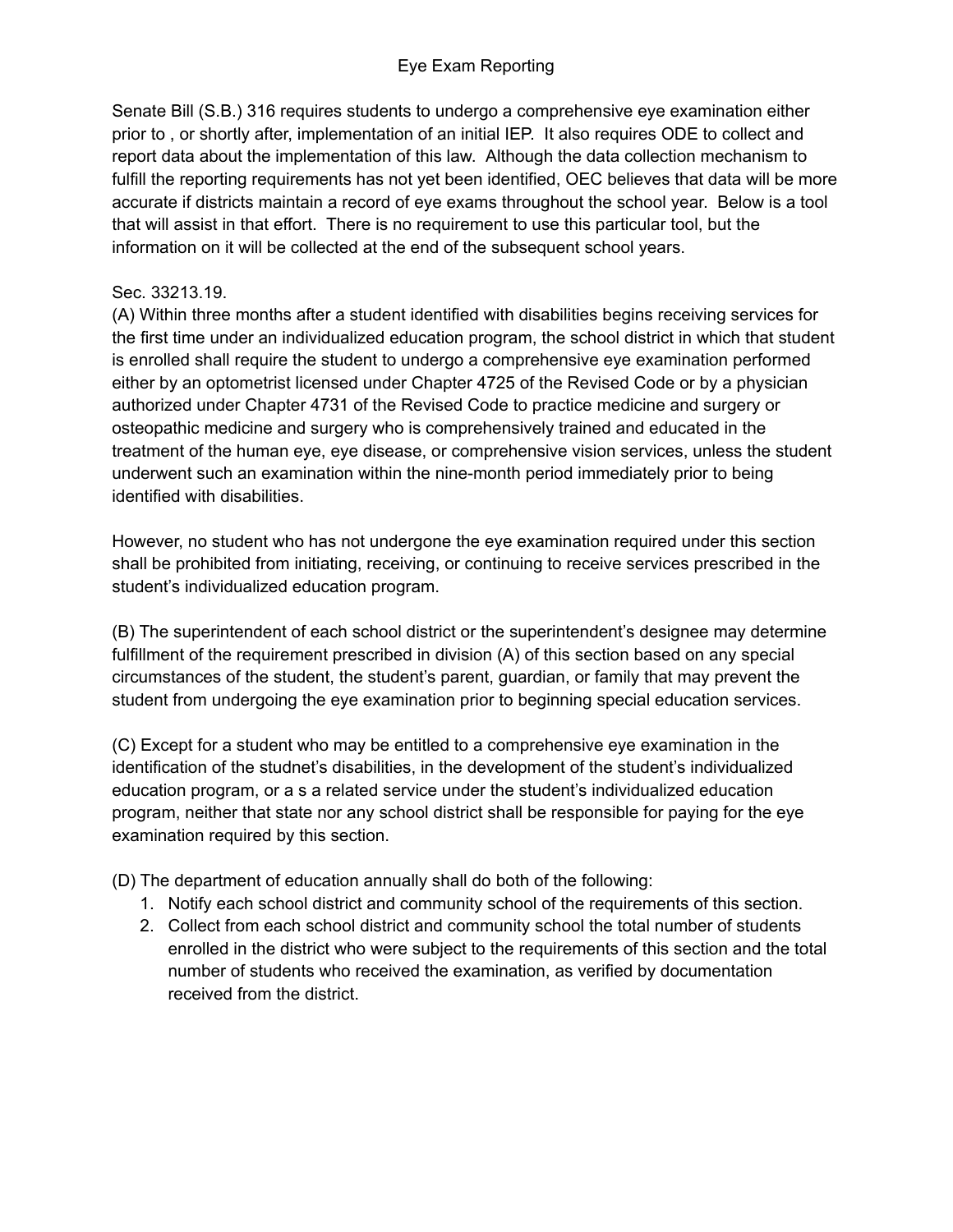# Eye Exam Reporting

Senate Bill (S.B.) 316 requires students to undergo a comprehensive eye examination either prior to , or shortly after, implementation of an initial IEP. It also requires ODE to collect and report data about the implementation of this law. Although the data collection mechanism to fulfill the reporting requirements has not yet been identified, OEC believes that data will be more accurate if districts maintain a record of eye exams throughout the school year. Below is a tool that will assist in that effort. There is no requirement to use this particular tool, but the information on it will be collected at the end of the subsequent school years.

Sec. 33213.19.

(A) Within three months after a student identified with disabilities begins receiving services for the first time under an individualized education program, the school district in which that student is enrolled shall require the student to undergo a comprehensive eye examination performed either by an optometrist licensed under Chapter 4725 of the Revised Code or by a physician authorized under Chapter 4731 of the Revised Code to practice medicine and surgery or osteopathic medicine and surgery who is comprehensively trained and educated in the treatment of the human eye, eye disease, or comprehensive vision services, unless the student underwent such an examination within the nine-month period immediately prior to being identified with disabilities.

However, no student who has not undergone the eye examination required under this section shall be prohibited from initiating, receiving, or continuing to receive services prescribed in the student's individualized education program.

(B) The superintendent of each school district or the superintendent's designee may determine fulfillment of the requirement prescribed in division (A) of this section based on any special circumstances of the student, the student's parent, guardian, or family that may prevent the student from undergoing the eye examination prior to beginning special education services.

(C) Except for a student who may be entitled to a comprehensive eye examination in the identification of the studnet's disabilities, in the development of the student's individualized education program, or a s a related service under the student's individualized education program, neither that state nor any school district shall be responsible for paying for the eye examination required by this section.

(D) The department of education annually shall do both of the following:

1. Notify each school district and community school of the requirements of this section.
2. Collect from each school district and community school the total number of students enrolled in the district who were subject to the requirements of this section and the total number of students who received the examination, as verified by documentation received from the district.